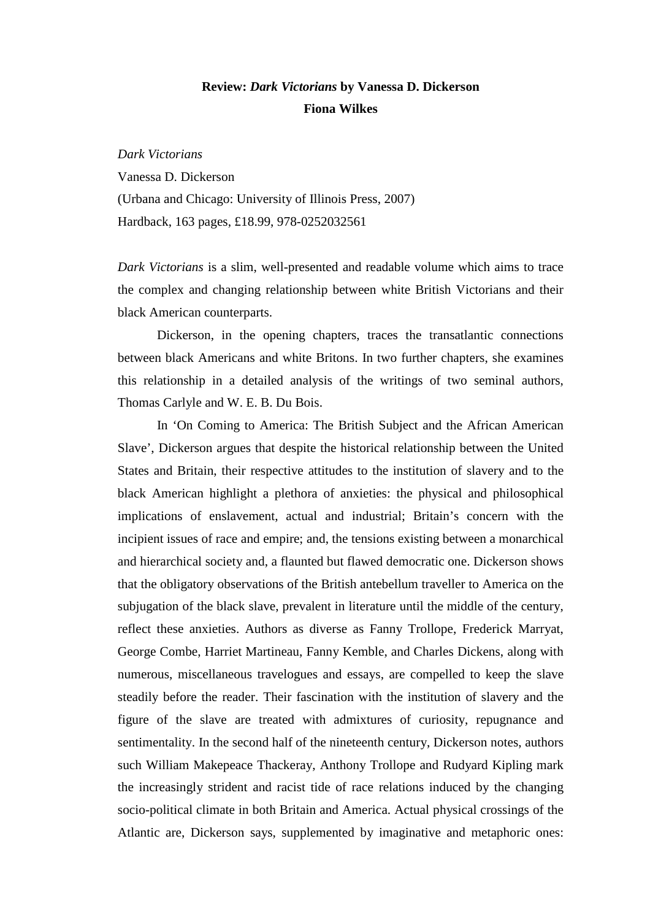# Review: *Dark Victorians* by Vanessa D. Dickerson

**Fiona Wilkes**

*Dark Victorians*
Vanessa D. Dickerson
(Urbana and Chicago: University of Illinois Press, 2007)
Hardback, 163 pages, £18.99, 978-0252032561

*Dark Victorians* is a slim, well-presented and readable volume which aims to trace the complex and changing relationship between white British Victorians and their black American counterparts.

Dickerson, in the opening chapters, traces the transatlantic connections between black Americans and white Britons. In two further chapters, she examines this relationship in a detailed analysis of the writings of two seminal authors, Thomas Carlyle and W. E. B. Du Bois.

In 'On Coming to America: The British Subject and the African American Slave', Dickerson argues that despite the historical relationship between the United States and Britain, their respective attitudes to the institution of slavery and to the black American highlight a plethora of anxieties: the physical and philosophical implications of enslavement, actual and industrial; Britain's concern with the incipient issues of race and empire; and, the tensions existing between a monarchical and hierarchical society and, a flaunted but flawed democratic one. Dickerson shows that the obligatory observations of the British antebellum traveller to America on the subjugation of the black slave, prevalent in literature until the middle of the century, reflect these anxieties. Authors as diverse as Fanny Trollope, Frederick Marryat, George Combe, Harriet Martineau, Fanny Kemble, and Charles Dickens, along with numerous, miscellaneous travelogues and essays, are compelled to keep the slave steadily before the reader. Their fascination with the institution of slavery and the figure of the slave are treated with admixtures of curiosity, repugnance and sentimentality. In the second half of the nineteenth century, Dickerson notes, authors such William Makepeace Thackeray, Anthony Trollope and Rudyard Kipling mark the increasingly strident and racist tide of race relations induced by the changing socio-political climate in both Britain and America. Actual physical crossings of the Atlantic are, Dickerson says, supplemented by imaginative and metaphoric ones: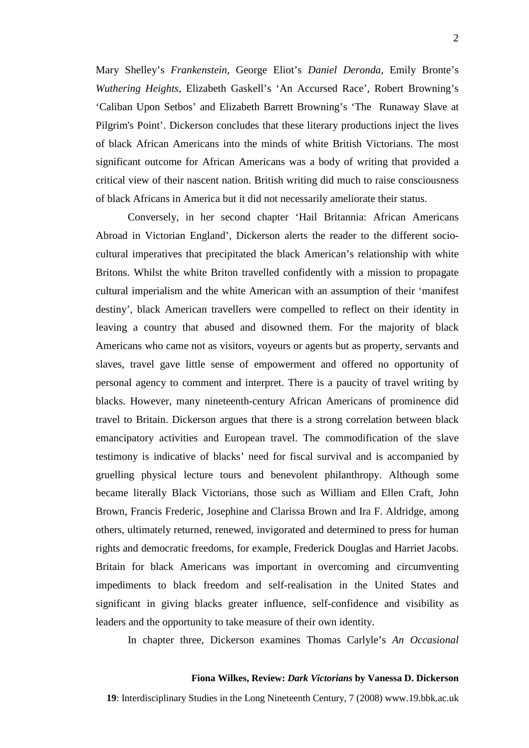Mary Shelley's *Frankenstein*, George Eliot's *Daniel Deronda*, Emily Bronte's *Wuthering Heights*, Elizabeth Gaskell's 'An Accursed Race', Robert Browning's 'Caliban Upon Setbos' and Elizabeth Barrett Browning's 'The Runaway Slave at Pilgrim's Point'. Dickerson concludes that these literary productions inject the lives of black African Americans into the minds of white British Victorians. The most significant outcome for African Americans was a body of writing that provided a critical view of their nascent nation. British writing did much to raise consciousness of black Africans in America but it did not necessarily ameliorate their status.

Conversely, in her second chapter 'Hail Britannia: African Americans Abroad in Victorian England', Dickerson alerts the reader to the different socio-cultural imperatives that precipitated the black American's relationship with white Britons. Whilst the white Briton travelled confidently with a mission to propagate cultural imperialism and the white American with an assumption of their 'manifest destiny', black American travellers were compelled to reflect on their identity in leaving a country that abused and disowned them. For the majority of black Americans who came not as visitors, voyeurs or agents but as property, servants and slaves, travel gave little sense of empowerment and offered no opportunity of personal agency to comment and interpret. There is a paucity of travel writing by blacks. However, many nineteenth-century African Americans of prominence did travel to Britain. Dickerson argues that there is a strong correlation between black emancipatory activities and European travel. The commodification of the slave testimony is indicative of blacks' need for fiscal survival and is accompanied by gruelling physical lecture tours and benevolent philanthropy. Although some became literally Black Victorians, those such as William and Ellen Craft, John Brown, Francis Frederic, Josephine and Clarissa Brown and Ira F. Aldridge, among others, ultimately returned, renewed, invigorated and determined to press for human rights and democratic freedoms, for example, Frederick Douglas and Harriet Jacobs. Britain for black Americans was important in overcoming and circumventing impediments to black freedom and self-realisation in the United States and significant in giving blacks greater influence, self-confidence and visibility as leaders and the opportunity to take measure of their own identity.

In chapter three, Dickerson examines Thomas Carlyle's *An Occasional*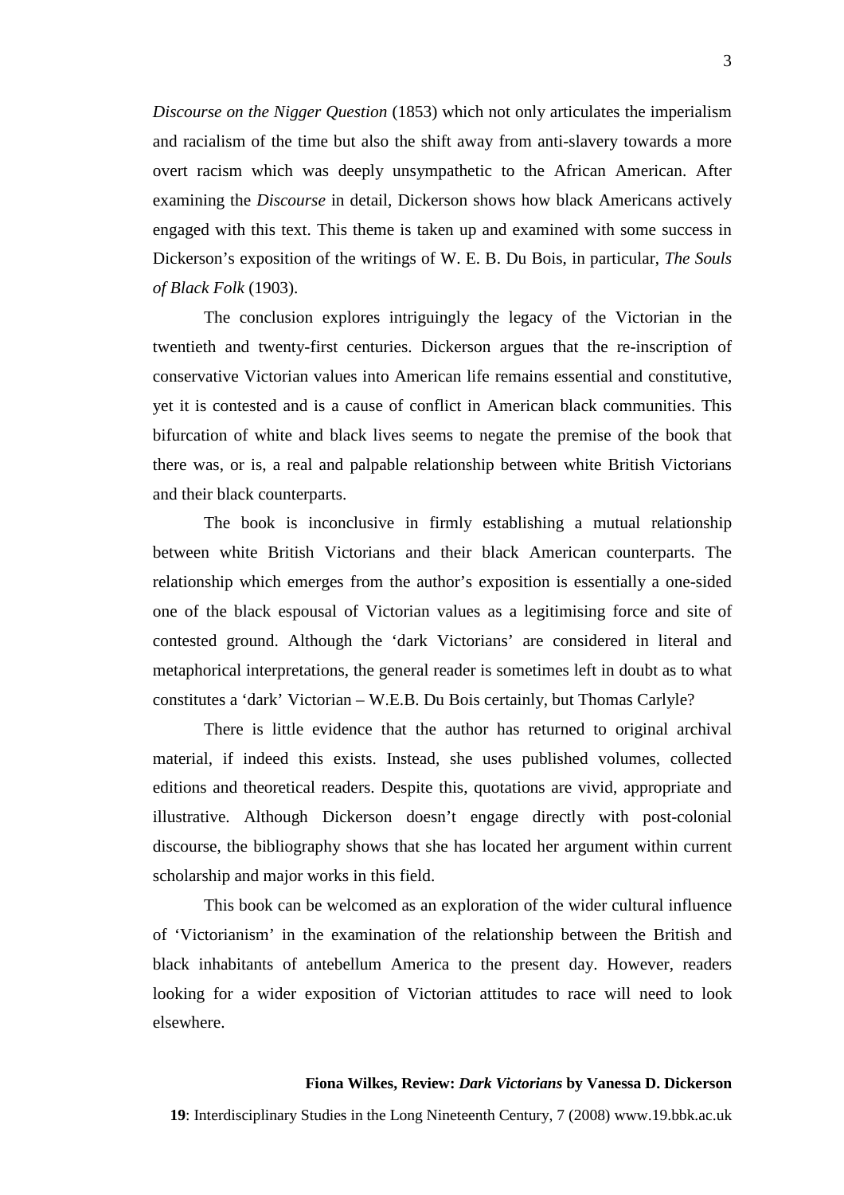*Discourse on the Nigger Question* (1853) which not only articulates the imperialism and racialism of the time but also the shift away from anti-slavery towards a more overt racism which was deeply unsympathetic to the African American. After examining the *Discourse* in detail, Dickerson shows how black Americans actively engaged with this text. This theme is taken up and examined with some success in Dickerson's exposition of the writings of W. E. B. Du Bois, in particular, *The Souls of Black Folk* (1903).

The conclusion explores intriguingly the legacy of the Victorian in the twentieth and twenty-first centuries. Dickerson argues that the re-inscription of conservative Victorian values into American life remains essential and constitutive, yet it is contested and is a cause of conflict in American black communities. This bifurcation of white and black lives seems to negate the premise of the book that there was, or is, a real and palpable relationship between white British Victorians and their black counterparts.

The book is inconclusive in firmly establishing a mutual relationship between white British Victorians and their black American counterparts. The relationship which emerges from the author's exposition is essentially a one-sided one of the black espousal of Victorian values as a legitimising force and site of contested ground. Although the 'dark Victorians' are considered in literal and metaphorical interpretations, the general reader is sometimes left in doubt as to what constitutes a 'dark' Victorian – W.E.B. Du Bois certainly, but Thomas Carlyle?

There is little evidence that the author has returned to original archival material, if indeed this exists. Instead, she uses published volumes, collected editions and theoretical readers. Despite this, quotations are vivid, appropriate and illustrative. Although Dickerson doesn't engage directly with post-colonial discourse, the bibliography shows that she has located her argument within current scholarship and major works in this field.

This book can be welcomed as an exploration of the wider cultural influence of 'Victorianism' in the examination of the relationship between the British and black inhabitants of antebellum America to the present day. However, readers looking for a wider exposition of Victorian attitudes to race will need to look elsewhere.

**Fiona Wilkes, Review: *Dark Victorians* by Vanessa D. Dickerson**